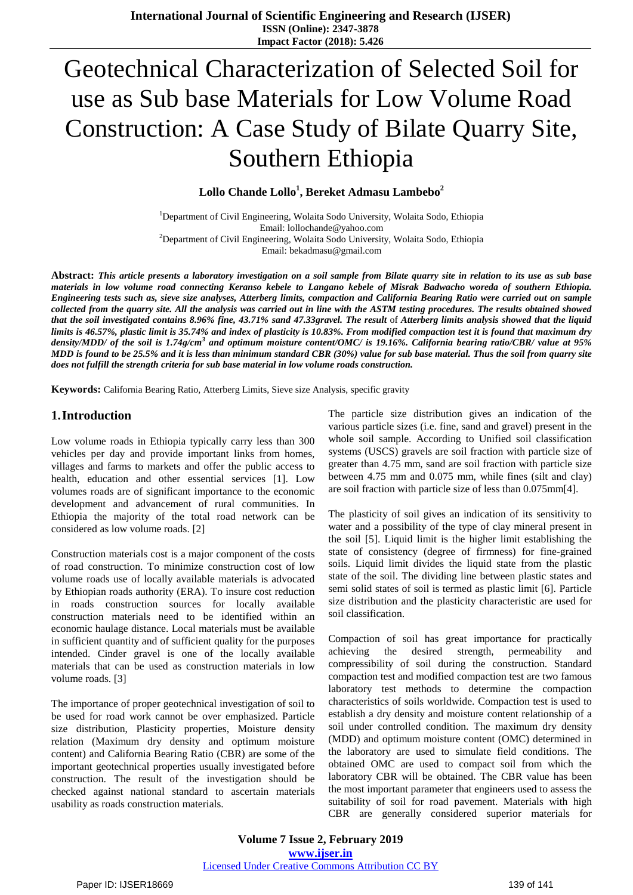# Geotechnical Characterization of Selected Soil for use as Sub base Materials for Low Volume Road Construction: A Case Study of Bilate Quarry Site, Southern Ethiopia

**Lollo Chande Lollo[1], Bereket Admasu Lambebo[2]**

[1]Department of Civil Engineering, Wolaita Sodo University, Wolaita Sodo, Ethiopia
Email: lollochande@yahoo.com
[2]Department of Civil Engineering, Wolaita Sodo University, Wolaita Sodo, Ethiopia
Email: bekadmasu@gmail.com

**Abstract:** ***This article presents a laboratory investigation on a soil sample from Bilate quarry site in relation to its use as sub base materials in low volume road connecting Keranso kebele to Langano kebele of Misrak Badwacho woreda of southern Ethiopia. Engineering tests such as, sieve size analyses, Atterberg limits, compaction and California Bearing Ratio were carried out on sample collected from the quarry site. All the analysis was carried out in line with the ASTM testing procedures. The results obtained showed that the soil investigated contains 8.96% fine, 43.71% sand 47.33gravel. The result*** of ***Atterberg limits analysis showed that the liquid limits is 46.57%, plastic limit is 35.74% and index of plasticity is 10.83%. From modified compaction test it is found that maximum dry density/MDD/ of the soil is 1.74g/cm$^3$ and optimum moisture content/OMC/ is 19.16%. California bearing ratio/CBR/ value at 95% MDD is found to be 25.5% and it is less than minimum standard CBR (30%) value for sub base material. Thus the soil from quarry site does not fulfill the strength criteria for sub base material in low volume roads construction.***

**Keywords:** California Bearing Ratio, Atterberg Limits, Sieve size Analysis, specific gravity

## 1. Introduction

Low volume roads in Ethiopia typically carry less than 300 vehicles per day and provide important links from homes, villages and farms to markets and offer the public access to health, education and other essential services [1]. Low volumes roads are of significant importance to the economic development and advancement of rural communities. In Ethiopia the majority of the total road network can be considered as low volume roads. [2]

Construction materials cost is a major component of the costs of road construction. To minimize construction cost of low volume roads use of locally available materials is advocated by Ethiopian roads authority (ERA). To insure cost reduction in roads construction sources for locally available construction materials need to be identified within an economic haulage distance. Local materials must be available in sufficient quantity and of sufficient quality for the purposes intended. Cinder gravel is one of the locally available materials that can be used as construction materials in low volume roads. [3]

The importance of proper geotechnical investigation of soil to be used for road work cannot be over emphasized. Particle size distribution, Plasticity properties, Moisture density relation (Maximum dry density and optimum moisture content) and California Bearing Ratio (CBR) are some of the important geotechnical properties usually investigated before construction. The result of the investigation should be checked against national standard to ascertain materials usability as roads construction materials.

The particle size distribution gives an indication of the various particle sizes (i.e. fine, sand and gravel) present in the whole soil sample. According to Unified soil classification systems (USCS) gravels are soil fraction with particle size of greater than 4.75 mm, sand are soil fraction with particle size between 4.75 mm and 0.075 mm, while fines (silt and clay) are soil fraction with particle size of less than 0.075mm[4].

The plasticity of soil gives an indication of its sensitivity to water and a possibility of the type of clay mineral present in the soil [5]. Liquid limit is the higher limit establishing the state of consistency (degree of firmness) for fine-grained soils. Liquid limit divides the liquid state from the plastic state of the soil. The dividing line between plastic states and semi solid states of soil is termed as plastic limit [6]. Particle size distribution and the plasticity characteristic are used for soil classification.

Compaction of soil has great importance for practically achieving the desired strength, permeability and compressibility of soil during the construction. Standard compaction test and modified compaction test are two famous laboratory test methods to determine the compaction characteristics of soils worldwide. Compaction test is used to establish a dry density and moisture content relationship of a soil under controlled condition. The maximum dry density (MDD) and optimum moisture content (OMC) determined in the laboratory are used to simulate field conditions. The obtained OMC are used to compact soil from which the laboratory CBR will be obtained. The CBR value has been the most important parameter that engineers used to assess the suitability of soil for road pavement. Materials with high CBR are generally considered superior materials for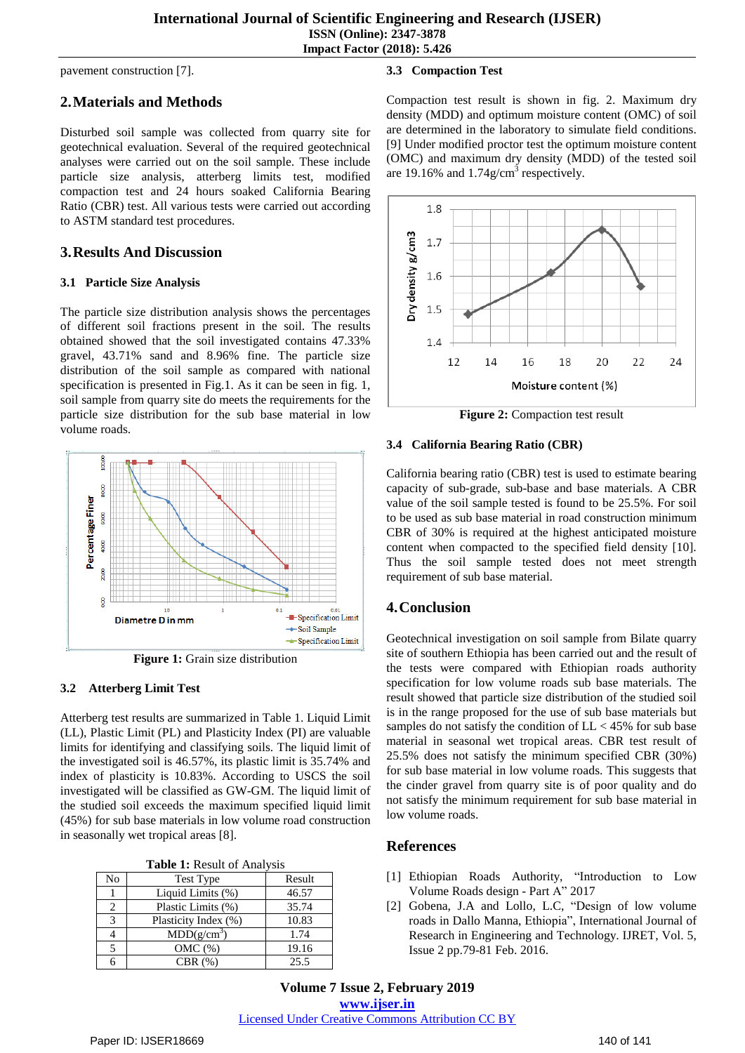pavement construction [7].

## 2. Materials and Methods

Disturbed soil sample was collected from quarry site for geotechnical evaluation. Several of the required geotechnical analyses were carried out on the soil sample. These include particle size analysis, atterberg limits test, modified compaction test and 24 hours soaked California Bearing Ratio (CBR) test. All various tests were carried out according to ASTM standard test procedures.

## 3. Results And Discussion

### 3.1 Particle Size Analysis

The particle size distribution analysis shows the percentages of different soil fractions present in the soil. The results obtained showed that the soil investigated contains 47.33% gravel, 43.71% sand and 8.96% fine. The particle size distribution of the soil sample as compared with national specification is presented in Fig.1. As it can be seen in fig. 1, soil sample from quarry site do meets the requirements for the particle size distribution for the sub base material in low volume roads.

**Figure 1:** Grain size distribution

### 3.2 Atterberg Limit Test

Atterberg test results are summarized in Table 1. Liquid Limit (LL), Plastic Limit (PL) and Plasticity Index (PI) are valuable limits for identifying and classifying soils. The liquid limit of the investigated soil is 46.57%, its plastic limit is 35.74% and index of plasticity is 10.83%. According to USCS the soil investigated will be classified as GW-GM. The liquid limit of the studied soil exceeds the maximum specified liquid limit (45%) for sub base materials in low volume road construction in seasonally wet tropical areas [8].

**Table 1:** Result of Analysis

| No | Test Type | Result |
|---|---|---|
| 1 | Liquid Limits (%) | 46.57 |
| 2 | Plastic Limits (%) | 35.74 |
| 3 | Plasticity Index (%) | 10.83 |
| 4 | MDD($g/cm^3$) | 1.74 |
| 5 | OMC (%) | 19.16 |
| 6 | CBR (%) | 25.5 |

### 3.3 Compaction Test

Compaction test result is shown in fig. 2. Maximum dry density (MDD) and optimum moisture content (OMC) of soil are determined in the laboratory to simulate field conditions. [9] Under modified proctor test the optimum moisture content (OMC) and maximum dry density (MDD) of the tested soil are 19.16% and 1.74g/cm$^3$ respectively.

**Figure 2:** Compaction test result

### 3.4 California Bearing Ratio (CBR)

California bearing ratio (CBR) test is used to estimate bearing capacity of sub-grade, sub-base and base materials. A CBR value of the soil sample tested is found to be 25.5%. For soil to be used as sub base material in road construction minimum CBR of 30% is required at the highest anticipated moisture content when compacted to the specified field density [10]. Thus the soil sample tested does not meet strength requirement of sub base material.

## 4. Conclusion

Geotechnical investigation on soil sample from Bilate quarry site of southern Ethiopia has been carried out and the result of the tests were compared with Ethiopian roads authority specification for low volume roads sub base materials. The result showed that particle size distribution of the studied soil is in the range proposed for the use of sub base materials but samples do not satisfy the condition of LL < 45% for sub base material in seasonal wet tropical areas. CBR test result of 25.5% does not satisfy the minimum specified CBR (30%) for sub base material in low volume roads. This suggests that the cinder gravel from quarry site is of poor quality and do not satisfy the minimum requirement for sub base material in low volume roads.

## References

[1] Ethiopian Roads Authority, "Introduction to Low Volume Roads design - Part A" 2017

[2] Gobena, J.A and Lollo, L.C, "Design of low volume roads in Dallo Manna, Ethiopia", International Journal of Research in Engineering and Technology. IJRET, Vol. 5, Issue 2 pp.79-81 Feb. 2016.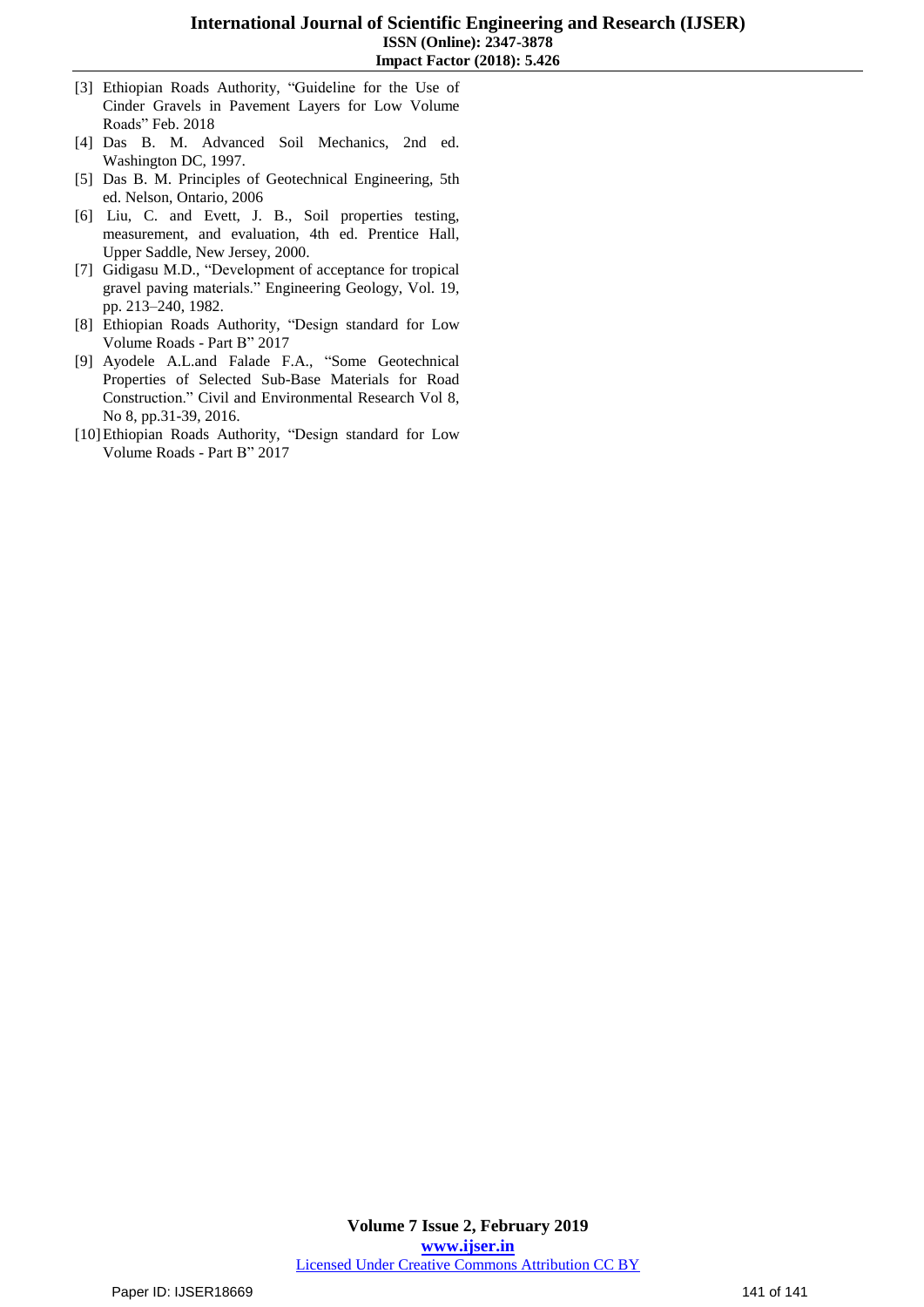[3] Ethiopian Roads Authority, "Guideline for the Use of Cinder Gravels in Pavement Layers for Low Volume Roads" Feb. 2018

[4] Das B. M. Advanced Soil Mechanics, 2nd ed. Washington DC, 1997.

[5] Das B. M. Principles of Geotechnical Engineering, 5th ed. Nelson, Ontario, 2006

[6] Liu, C. and Evett, J. B., Soil properties testing, measurement, and evaluation, 4th ed. Prentice Hall, Upper Saddle, New Jersey, 2000.

[7] Gidigasu M.D., "Development of acceptance for tropical gravel paving materials." Engineering Geology, Vol. 19, pp. 213–240, 1982.

[8] Ethiopian Roads Authority, "Design standard for Low Volume Roads - Part B" 2017

[9] Ayodele A.L.and Falade F.A., "Some Geotechnical Properties of Selected Sub-Base Materials for Road Construction." Civil and Environmental Research Vol 8, No 8, pp.31-39, 2016.

[10] Ethiopian Roads Authority, "Design standard for Low Volume Roads - Part B" 2017